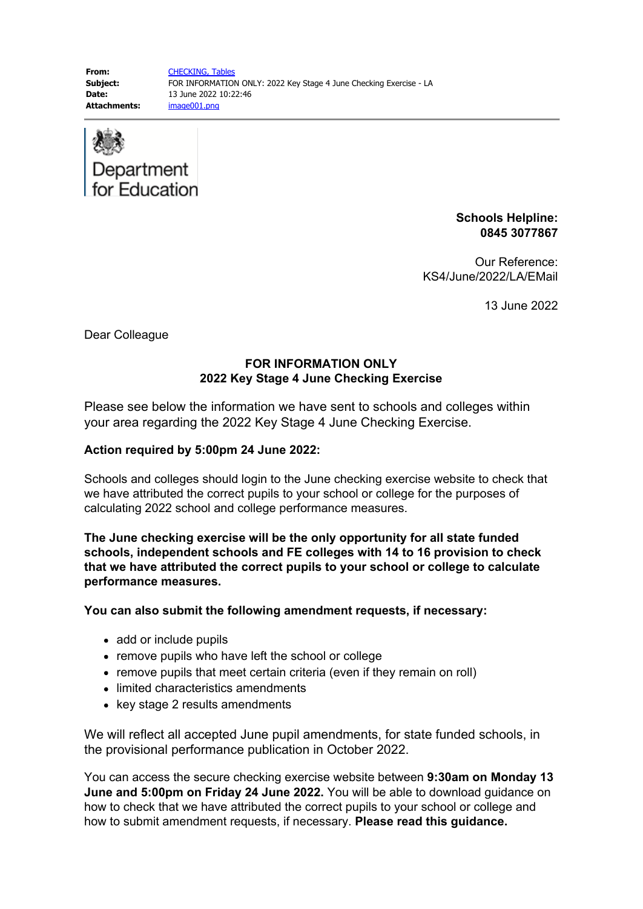| | |
|---|---|
| **From:** | CHECKING, Tables |
| **Subject:** | FOR INFORMATION ONLY: 2022 Key Stage 4 June Checking Exercise - LA |
| **Date:** | 13 June 2022 10:22:46 |
| **Attachments:** | image001.png |

Department for Education

**Schools Helpline:**
**0845 3077867**

Our Reference:
KS4/June/2022/LA/EMail

13 June 2022

Dear Colleague

**FOR INFORMATION ONLY**
**2022 Key Stage 4 June Checking Exercise**

Please see below the information we have sent to schools and colleges within your area regarding the 2022 Key Stage 4 June Checking Exercise.

**Action required by 5:00pm 24 June 2022:**

Schools and colleges should login to the June checking exercise website to check that we have attributed the correct pupils to your school or college for the purposes of calculating 2022 school and college performance measures.

**The June checking exercise will be the only opportunity for all state funded schools, independent schools and FE colleges with 14 to 16 provision to check that we have attributed the correct pupils to your school or college to calculate performance measures.**

**You can also submit the following amendment requests, if necessary:**

- add or include pupils
- remove pupils who have left the school or college
- remove pupils that meet certain criteria (even if they remain on roll)
- limited characteristics amendments
- key stage 2 results amendments

We will reflect all accepted June pupil amendments, for state funded schools, in the provisional performance publication in October 2022.

You can access the secure checking exercise website between **9:30am on Monday 13 June and 5:00pm on Friday 24 June 2022.** You will be able to download guidance on how to check that we have attributed the correct pupils to your school or college and how to submit amendment requests, if necessary. **Please read this guidance.**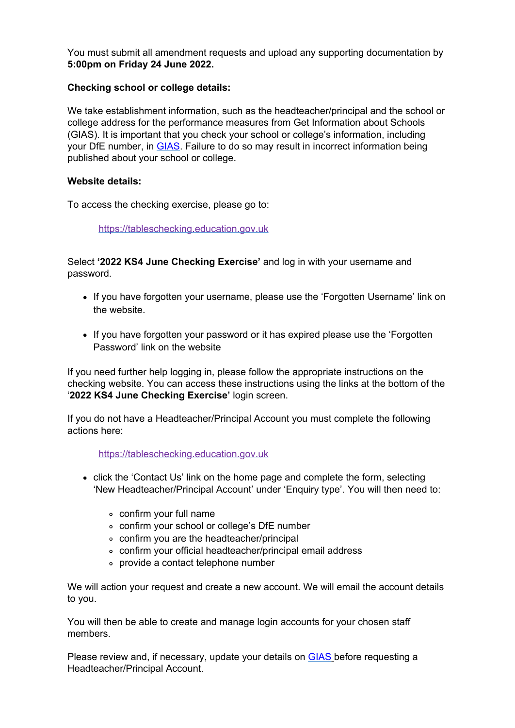You must submit all amendment requests and upload any supporting documentation by **5:00pm on Friday 24 June 2022.**

**Checking school or college details:**

We take establishment information, such as the headteacher/principal and the school or college address for the performance measures from Get Information about Schools (GIAS). It is important that you check your school or college's information, including your DfE number, in GIAS. Failure to do so may result in incorrect information being published about your school or college.

**Website details:**

To access the checking exercise, please go to:

https://tableschecking.education.gov.uk

Select **'2022 KS4 June Checking Exercise'** and log in with your username and password.

- If you have forgotten your username, please use the 'Forgotten Username' link on the website.
- If you have forgotten your password or it has expired please use the 'Forgotten Password' link on the website

If you need further help logging in, please follow the appropriate instructions on the checking website. You can access these instructions using the links at the bottom of the '**2022 KS4 June Checking Exercise'** login screen.

If you do not have a Headteacher/Principal Account you must complete the following actions here:

https://tableschecking.education.gov.uk

- click the 'Contact Us' link on the home page and complete the form, selecting 'New Headteacher/Principal Account' under 'Enquiry type'. You will then need to:
  - confirm your full name
  - confirm your school or college's DfE number
  - confirm you are the headteacher/principal
  - confirm your official headteacher/principal email address
  - provide a contact telephone number

We will action your request and create a new account. We will email the account details to you.

You will then be able to create and manage login accounts for your chosen staff members.

Please review and, if necessary, update your details on GIAS before requesting a Headteacher/Principal Account.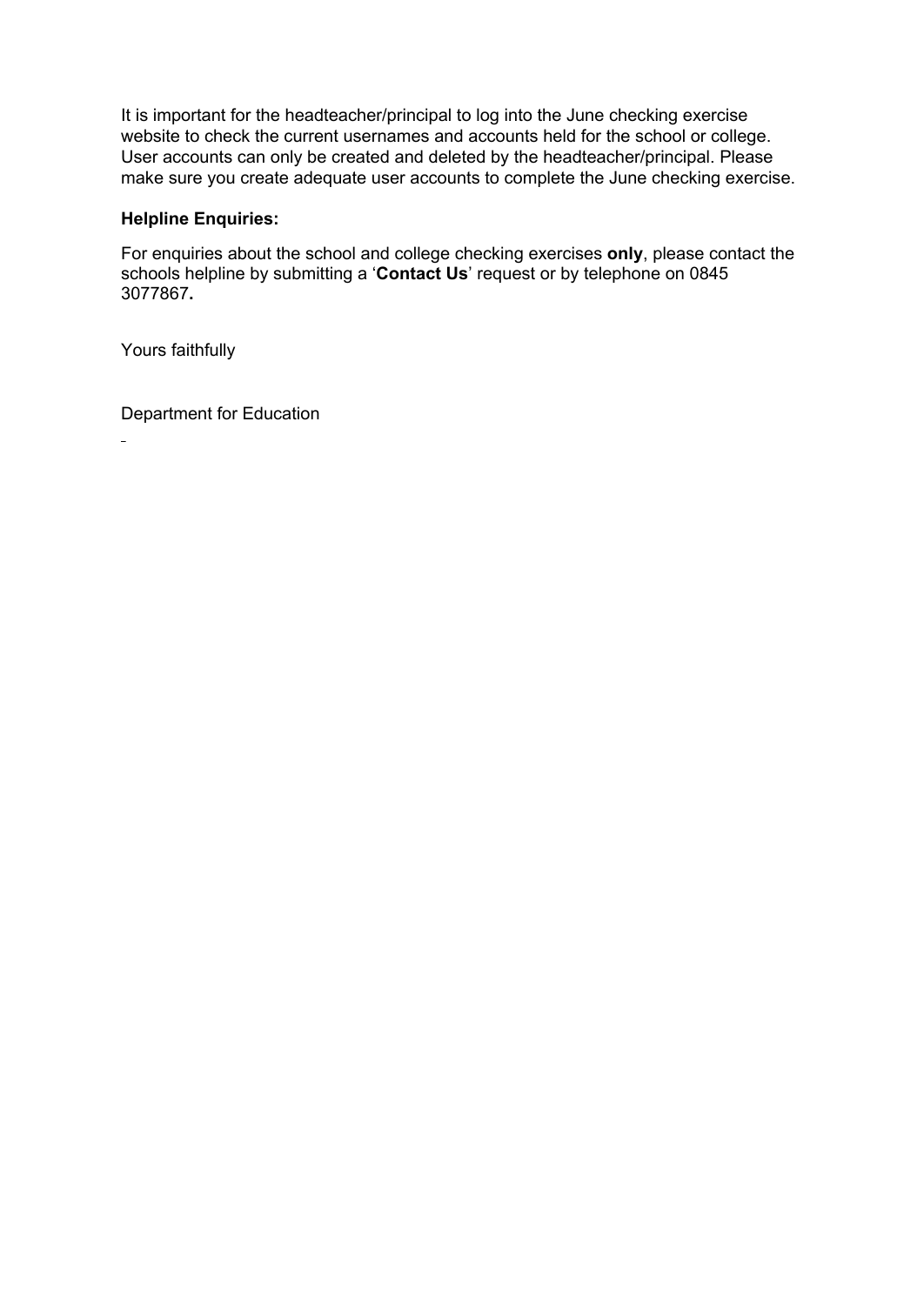It is important for the headteacher/principal to log into the June checking exercise website to check the current usernames and accounts held for the school or college. User accounts can only be created and deleted by the headteacher/principal. Please make sure you create adequate user accounts to complete the June checking exercise.

**Helpline Enquiries:**

For enquiries about the school and college checking exercises **only**, please contact the schools helpline by submitting a '**Contact Us**' request or by telephone on 0845 3077867**.**

Yours faithfully

Department for Education